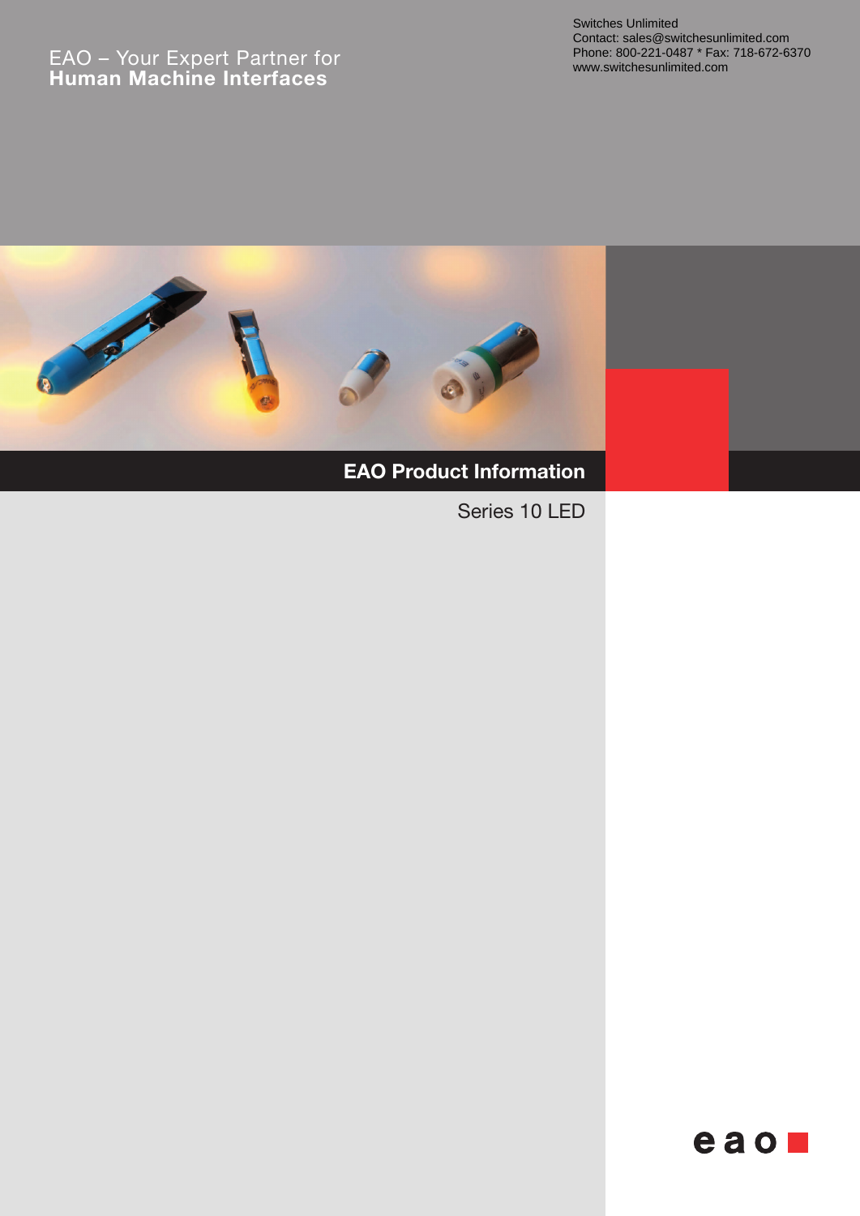EAO – Your Expert Partner for
**Human Machine Interfaces**

Switches Unlimited
Contact: sales@switchesunlimited.com
Phone: 800-221-0487 * Fax: 718-672-6370
www.switchesunlimited.com

# EAO Product Information

## Series 10 LED

eao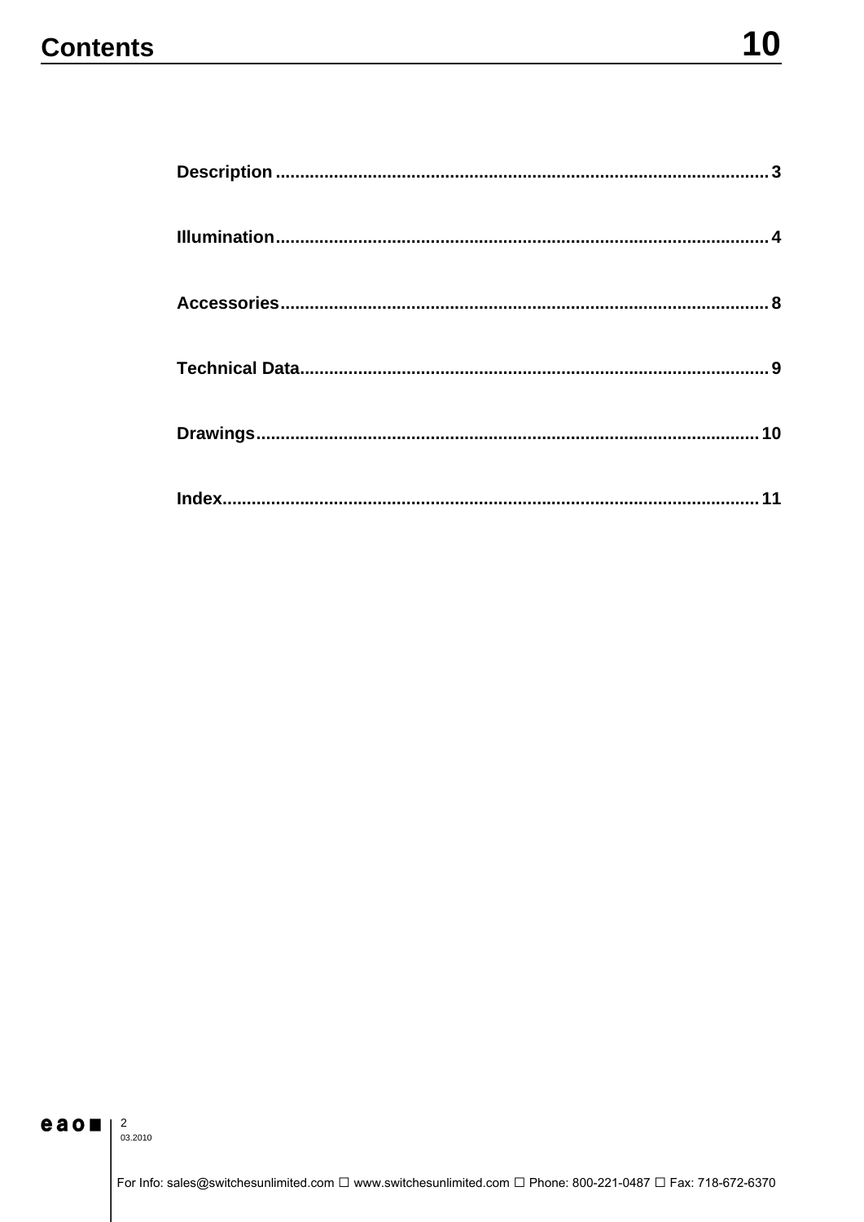# Contents

**Description** .................................................................................................... 3

**Illumination** .................................................................................................... 4

**Accessories** .................................................................................................... 8

**Technical Data** ................................................................................................ 9

**Drawings** ...................................................................................................... 10

**Index** ............................................................................................................ 11

For Info: sales@switchesunlimited.com ☐ www.switchesunlimited.com ☐ Phone: 800-221-0487 ☐ Fax: 718-672-6370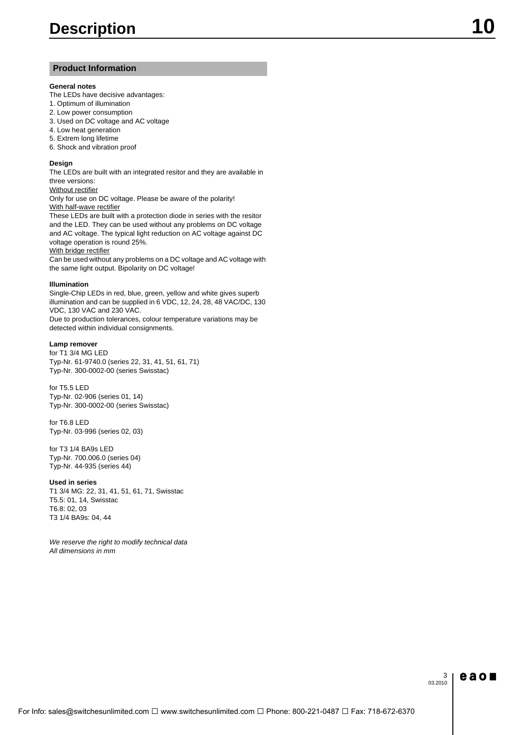# Description

## Product Information

**General notes**

The LEDs have decisive advantages:

1. Optimum of illumination
2. Low power consumption
3. Used on DC voltage and AC voltage
4. Low heat generation
5. Extrem long lifetime
6. Shock and vibration proof

**Design**

The LEDs are built with an integrated resitor and they are available in three versions:

Without rectifier

Only for use on DC voltage. Please be aware of the polarity!

With half-wave rectifier

These LEDs are built with a protection diode in series with the resitor and the LED. They can be used without any problems on DC voltage and AC voltage. The typical light reduction on AC voltage against DC voltage operation is round 25%.

With bridge rectifier

Can be used without any problems on a DC voltage and AC voltage with the same light output. Bipolarity on DC voltage!

**Illumination**

Single-Chip LEDs in red, blue, green, yellow and white gives superb illumination and can be supplied in 6 VDC, 12, 24, 28, 48 VAC/DC, 130 VDC, 130 VAC and 230 VAC.

Due to production tolerances, colour temperature variations may be detected within individual consignments.

**Lamp remover**

for T1 3/4 MG LED
Typ-Nr. 61-9740.0 (series 22, 31, 41, 51, 61, 71)
Typ-Nr. 300-0002-00 (series Swisstac)

for T5.5 LED
Typ-Nr. 02-906 (series 01, 14)
Typ-Nr. 300-0002-00 (series Swisstac)

for T6.8 LED
Typ-Nr. 03-996 (series 02, 03)

for T3 1/4 BA9s LED
Typ-Nr. 700.006.0 (series 04)
Typ-Nr. 44-935 (series 44)

**Used in series**

T1 3/4 MG: 22, 31, 41, 51, 61, 71, Swisstac
T5.5: 01, 14, Swisstac
T6.8: 02, 03
T3 1/4 BA9s: 04, 44

*We reserve the right to modify technical data*
*All dimensions in mm*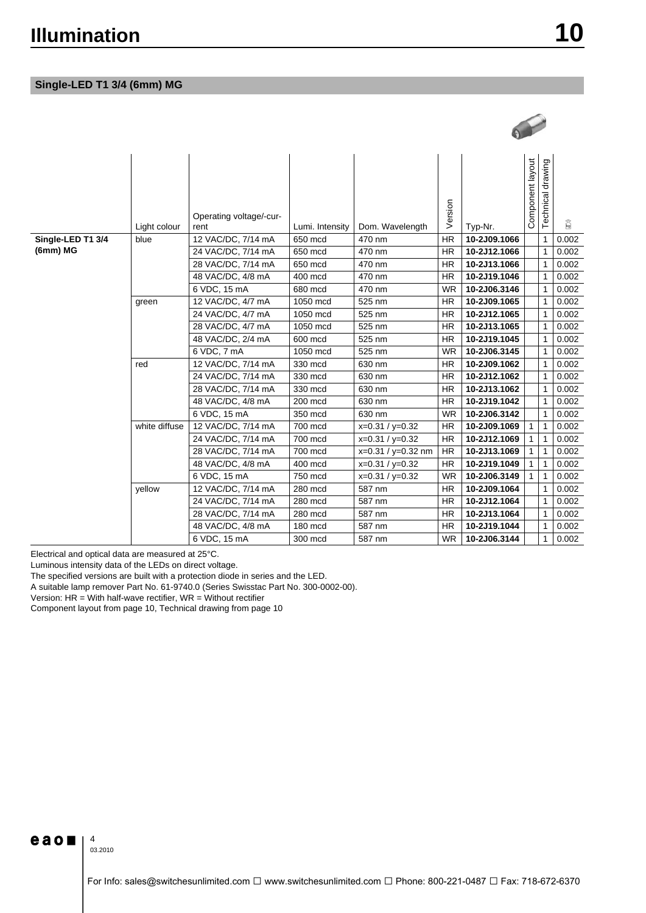# Illumination

## Single-LED T1 3/4 (6mm) MG

| | Light colour | Operating voltage/-current | Lumi. Intensity | Dom. Wavelength | Version | Typ-Nr. | Component layout | Technical drawing | |
|---|---|---|---|---|---|---|---|---|---|
| **Single-LED T1 3/4 (6mm) MG** | blue | 12 VAC/DC, 7/14 mA | 650 mcd | 470 nm | HR | **10-2J09.1066** | | 1 | 0.002 |
| | | 24 VAC/DC, 7/14 mA | 650 mcd | 470 nm | HR | **10-2J12.1066** | | 1 | 0.002 |
| | | 28 VAC/DC, 7/14 mA | 650 mcd | 470 nm | HR | **10-2J13.1066** | | 1 | 0.002 |
| | | 48 VAC/DC, 4/8 mA | 400 mcd | 470 nm | HR | **10-2J19.1046** | | 1 | 0.002 |
| | | 6 VDC, 15 mA | 680 mcd | 470 nm | WR | **10-2J06.3146** | | 1 | 0.002 |
| | green | 12 VAC/DC, 4/7 mA | 1050 mcd | 525 nm | HR | **10-2J09.1065** | | 1 | 0.002 |
| | | 24 VAC/DC, 4/7 mA | 1050 mcd | 525 nm | HR | **10-2J12.1065** | | 1 | 0.002 |
| | | 28 VAC/DC, 4/7 mA | 1050 mcd | 525 nm | HR | **10-2J13.1065** | | 1 | 0.002 |
| | | 48 VAC/DC, 2/4 mA | 600 mcd | 525 nm | HR | **10-2J19.1045** | | 1 | 0.002 |
| | | 6 VDC, 7 mA | 1050 mcd | 525 nm | WR | **10-2J06.3145** | | 1 | 0.002 |
| | red | 12 VAC/DC, 7/14 mA | 330 mcd | 630 nm | HR | **10-2J09.1062** | | 1 | 0.002 |
| | | 24 VAC/DC, 7/14 mA | 330 mcd | 630 nm | HR | **10-2J12.1062** | | 1 | 0.002 |
| | | 28 VAC/DC, 7/14 mA | 330 mcd | 630 nm | HR | **10-2J13.1062** | | 1 | 0.002 |
| | | 48 VAC/DC, 4/8 mA | 200 mcd | 630 nm | HR | **10-2J19.1042** | | 1 | 0.002 |
| | | 6 VDC, 15 mA | 350 mcd | 630 nm | WR | **10-2J06.3142** | | 1 | 0.002 |
| | white diffuse | 12 VAC/DC, 7/14 mA | 700 mcd | x=0.31 / y=0.32 | HR | **10-2J09.1069** | 1 | 1 | 0.002 |
| | | 24 VAC/DC, 7/14 mA | 700 mcd | x=0.31 / y=0.32 | HR | **10-2J12.1069** | 1 | 1 | 0.002 |
| | | 28 VAC/DC, 7/14 mA | 700 mcd | x=0.31 / y=0.32 nm | HR | **10-2J13.1069** | 1 | 1 | 0.002 |
| | | 48 VAC/DC, 4/8 mA | 400 mcd | x=0.31 / y=0.32 | HR | **10-2J19.1049** | 1 | 1 | 0.002 |
| | | 6 VDC, 15 mA | 750 mcd | x=0.31 / y=0.32 | WR | **10-2J06.3149** | 1 | 1 | 0.002 |
| | yellow | 12 VAC/DC, 7/14 mA | 280 mcd | 587 nm | HR | **10-2J09.1064** | | 1 | 0.002 |
| | | 24 VAC/DC, 7/14 mA | 280 mcd | 587 nm | HR | **10-2J12.1064** | | 1 | 0.002 |
| | | 28 VAC/DC, 7/14 mA | 280 mcd | 587 nm | HR | **10-2J13.1064** | | 1 | 0.002 |
| | | 48 VAC/DC, 4/8 mA | 180 mcd | 587 nm | HR | **10-2J19.1044** | | 1 | 0.002 |
| | | 6 VDC, 15 mA | 300 mcd | 587 nm | WR | **10-2J06.3144** | | 1 | 0.002 |

Electrical and optical data are measured at 25°C.

Luminous intensity data of the LEDs on direct voltage.

The specified versions are built with a protection diode in series and the LED.

A suitable lamp remover Part No. 61-9740.0 (Series Swisstac Part No. 300-0002-00).

Version: HR = With half-wave rectifier, WR = Without rectifier

Component layout from page 10, Technical drawing from page 10

03.2010

For Info: sales@switchesunlimited.com ☐ www.switchesunlimited.com ☐ Phone: 800-221-0487 ☐ Fax: 718-672-6370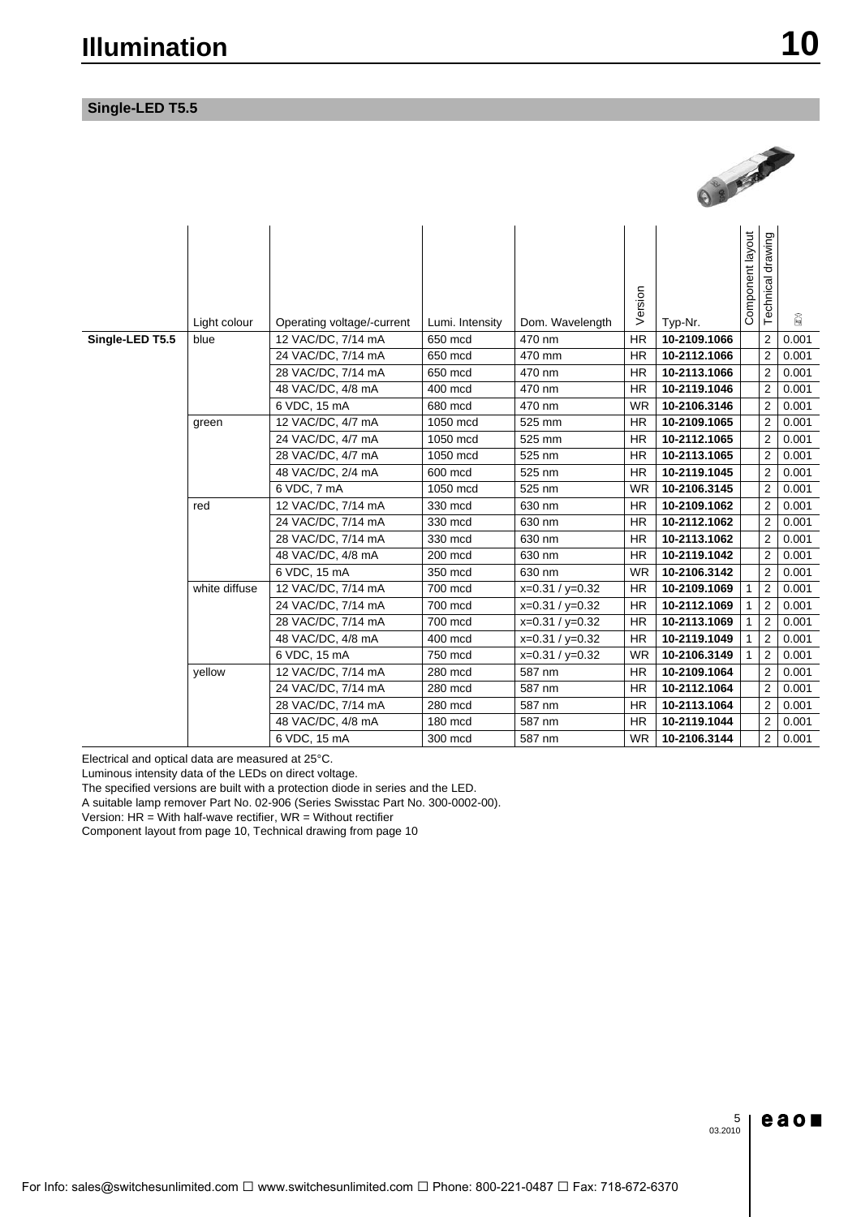# Illumination

## Single-LED T5.5

| | Light colour | Operating voltage/-current | Lumi. Intensity | Dom. Wavelength | Version | Typ-Nr. | Component layout | Technical drawing | |
|---|---|---|---|---|---|---|---|---|---|
| **Single-LED T5.5** | blue | 12 VAC/DC, 7/14 mA | 650 mcd | 470 nm | HR | **10-2109.1066** | | 2 | 0.001 |
| | | 24 VAC/DC, 7/14 mA | 650 mcd | 470 mm | HR | **10-2112.1066** | | 2 | 0.001 |
| | | 28 VAC/DC, 7/14 mA | 650 mcd | 470 nm | HR | **10-2113.1066** | | 2 | 0.001 |
| | | 48 VAC/DC, 4/8 mA | 400 mcd | 470 nm | HR | **10-2119.1046** | | 2 | 0.001 |
| | | 6 VDC, 15 mA | 680 mcd | 470 nm | WR | **10-2106.3146** | | 2 | 0.001 |
| | green | 12 VAC/DC, 4/7 mA | 1050 mcd | 525 mm | HR | **10-2109.1065** | | 2 | 0.001 |
| | | 24 VAC/DC, 4/7 mA | 1050 mcd | 525 mm | HR | **10-2112.1065** | | 2 | 0.001 |
| | | 28 VAC/DC, 4/7 mA | 1050 mcd | 525 nm | HR | **10-2113.1065** | | 2 | 0.001 |
| | | 48 VAC/DC, 2/4 mA | 600 mcd | 525 nm | HR | **10-2119.1045** | | 2 | 0.001 |
| | | 6 VDC, 7 mA | 1050 mcd | 525 nm | WR | **10-2106.3145** | | 2 | 0.001 |
| | red | 12 VAC/DC, 7/14 mA | 330 mcd | 630 nm | HR | **10-2109.1062** | | 2 | 0.001 |
| | | 24 VAC/DC, 7/14 mA | 330 mcd | 630 nm | HR | **10-2112.1062** | | 2 | 0.001 |
| | | 28 VAC/DC, 7/14 mA | 330 mcd | 630 nm | HR | **10-2113.1062** | | 2 | 0.001 |
| | | 48 VAC/DC, 4/8 mA | 200 mcd | 630 nm | HR | **10-2119.1042** | | 2 | 0.001 |
| | | 6 VDC, 15 mA | 350 mcd | 630 nm | WR | **10-2106.3142** | | 2 | 0.001 |
| | white diffuse | 12 VAC/DC, 7/14 mA | 700 mcd | x=0.31 / y=0.32 | HR | **10-2109.1069** | 1 | 2 | 0.001 |
| | | 24 VAC/DC, 7/14 mA | 700 mcd | x=0.31 / y=0.32 | HR | **10-2112.1069** | 1 | 2 | 0.001 |
| | | 28 VAC/DC, 7/14 mA | 700 mcd | x=0.31 / y=0.32 | HR | **10-2113.1069** | 1 | 2 | 0.001 |
| | | 48 VAC/DC, 4/8 mA | 400 mcd | x=0.31 / y=0.32 | HR | **10-2119.1049** | 1 | 2 | 0.001 |
| | | 6 VDC, 15 mA | 750 mcd | x=0.31 / y=0.32 | WR | **10-2106.3149** | 1 | 2 | 0.001 |
| | yellow | 12 VAC/DC, 7/14 mA | 280 mcd | 587 nm | HR | **10-2109.1064** | | 2 | 0.001 |
| | | 24 VAC/DC, 7/14 mA | 280 mcd | 587 nm | HR | **10-2112.1064** | | 2 | 0.001 |
| | | 28 VAC/DC, 7/14 mA | 280 mcd | 587 nm | HR | **10-2113.1064** | | 2 | 0.001 |
| | | 48 VAC/DC, 4/8 mA | 180 mcd | 587 nm | HR | **10-2119.1044** | | 2 | 0.001 |
| | | 6 VDC, 15 mA | 300 mcd | 587 nm | WR | **10-2106.3144** | | 2 | 0.001 |

Electrical and optical data are measured at 25°C.
Luminous intensity data of the LEDs on direct voltage.
The specified versions are built with a protection diode in series and the LED.
A suitable lamp remover Part No. 02-906 (Series Swisstac Part No. 300-0002-00).
Version: HR = With half-wave rectifier, WR = Without rectifier
Component layout from page 10, Technical drawing from page 10

For Info: sales@switchesunlimited.com ☐ www.switchesunlimited.com ☐ Phone: 800-221-0487 ☐ Fax: 718-672-6370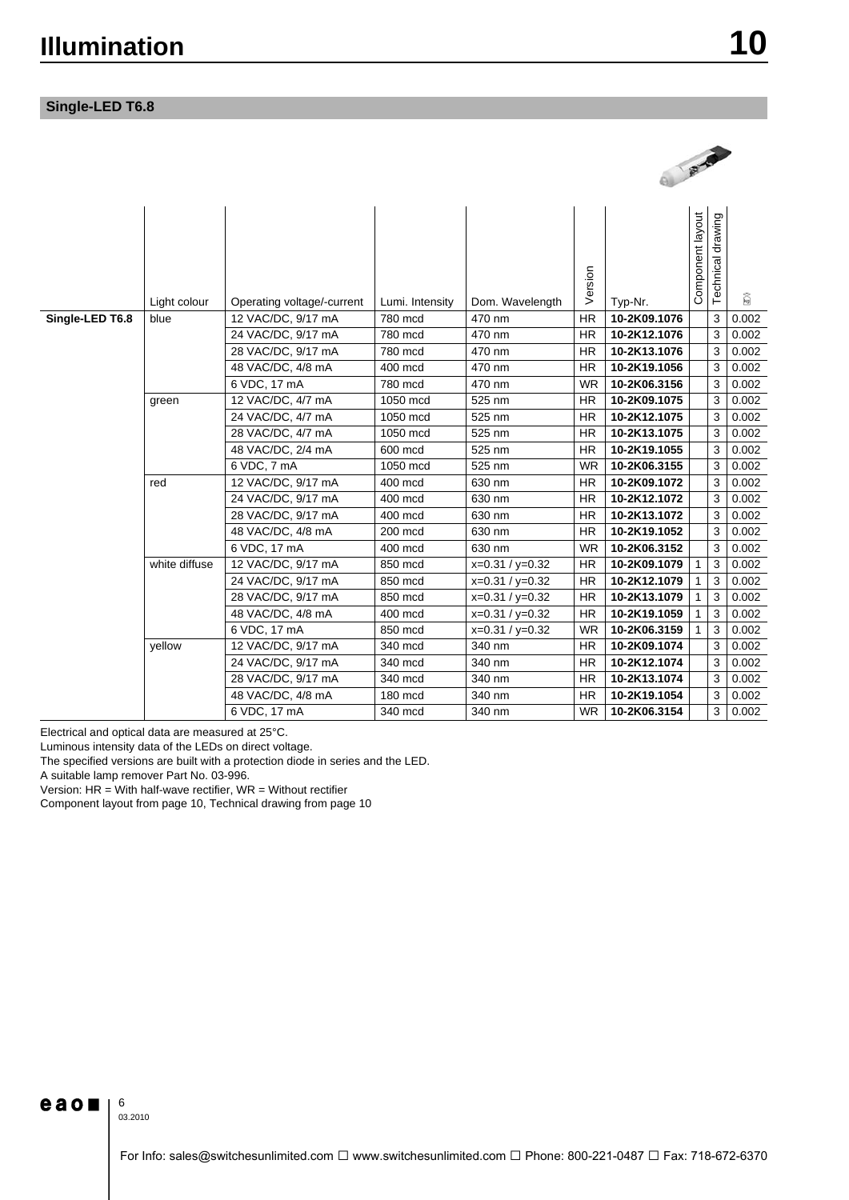# Illumination

## Single-LED T6.8

| | Light colour | Operating voltage/-current | Lumi. Intensity | Dom. Wavelength | Version | Typ-Nr. | Component layout | Technical drawing | |
|---|---|---|---|---|---|---|---|---|---|
| **Single-LED T6.8** | blue | 12 VAC/DC, 9/17 mA | 780 mcd | 470 nm | HR | **10-2K09.1076** | | 3 | 0.002 |
| | | 24 VAC/DC, 9/17 mA | 780 mcd | 470 nm | HR | **10-2K12.1076** | | 3 | 0.002 |
| | | 28 VAC/DC, 9/17 mA | 780 mcd | 470 nm | HR | **10-2K13.1076** | | 3 | 0.002 |
| | | 48 VAC/DC, 4/8 mA | 400 mcd | 470 nm | HR | **10-2K19.1056** | | 3 | 0.002 |
| | | 6 VDC, 17 mA | 780 mcd | 470 nm | WR | **10-2K06.3156** | | 3 | 0.002 |
| | green | 12 VAC/DC, 4/7 mA | 1050 mcd | 525 nm | HR | **10-2K09.1075** | | 3 | 0.002 |
| | | 24 VAC/DC, 4/7 mA | 1050 mcd | 525 nm | HR | **10-2K12.1075** | | 3 | 0.002 |
| | | 28 VAC/DC, 4/7 mA | 1050 mcd | 525 nm | HR | **10-2K13.1075** | | 3 | 0.002 |
| | | 48 VAC/DC, 2/4 mA | 600 mcd | 525 nm | HR | **10-2K19.1055** | | 3 | 0.002 |
| | | 6 VDC, 7 mA | 1050 mcd | 525 nm | WR | **10-2K06.3155** | | 3 | 0.002 |
| | red | 12 VAC/DC, 9/17 mA | 400 mcd | 630 nm | HR | **10-2K09.1072** | | 3 | 0.002 |
| | | 24 VAC/DC, 9/17 mA | 400 mcd | 630 nm | HR | **10-2K12.1072** | | 3 | 0.002 |
| | | 28 VAC/DC, 9/17 mA | 400 mcd | 630 nm | HR | **10-2K13.1072** | | 3 | 0.002 |
| | | 48 VAC/DC, 4/8 mA | 200 mcd | 630 nm | HR | **10-2K19.1052** | | 3 | 0.002 |
| | | 6 VDC, 17 mA | 400 mcd | 630 nm | WR | **10-2K06.3152** | | 3 | 0.002 |
| | white diffuse | 12 VAC/DC, 9/17 mA | 850 mcd | x=0.31 / y=0.32 | HR | **10-2K09.1079** | 1 | 3 | 0.002 |
| | | 24 VAC/DC, 9/17 mA | 850 mcd | x=0.31 / y=0.32 | HR | **10-2K12.1079** | 1 | 3 | 0.002 |
| | | 28 VAC/DC, 9/17 mA | 850 mcd | x=0.31 / y=0.32 | HR | **10-2K13.1079** | 1 | 3 | 0.002 |
| | | 48 VAC/DC, 4/8 mA | 400 mcd | x=0.31 / y=0.32 | HR | **10-2K19.1059** | 1 | 3 | 0.002 |
| | | 6 VDC, 17 mA | 850 mcd | x=0.31 / y=0.32 | WR | **10-2K06.3159** | 1 | 3 | 0.002 |
| | yellow | 12 VAC/DC, 9/17 mA | 340 mcd | 340 nm | HR | **10-2K09.1074** | | 3 | 0.002 |
| | | 24 VAC/DC, 9/17 mA | 340 mcd | 340 nm | HR | **10-2K12.1074** | | 3 | 0.002 |
| | | 28 VAC/DC, 9/17 mA | 340 mcd | 340 nm | HR | **10-2K13.1074** | | 3 | 0.002 |
| | | 48 VAC/DC, 4/8 mA | 180 mcd | 340 nm | HR | **10-2K19.1054** | | 3 | 0.002 |
| | | 6 VDC, 17 mA | 340 mcd | 340 nm | WR | **10-2K06.3154** | | 3 | 0.002 |

Electrical and optical data are measured at 25°C.
Luminous intensity data of the LEDs on direct voltage.
The specified versions are built with a protection diode in series and the LED.
A suitable lamp remover Part No. 03-996.
Version: HR = With half-wave rectifier, WR = Without rectifier
Component layout from page 10, Technical drawing from page 10

For Info: sales@switchesunlimited.com ☐ www.switchesunlimited.com ☐ Phone: 800-221-0487 ☐ Fax: 718-672-6370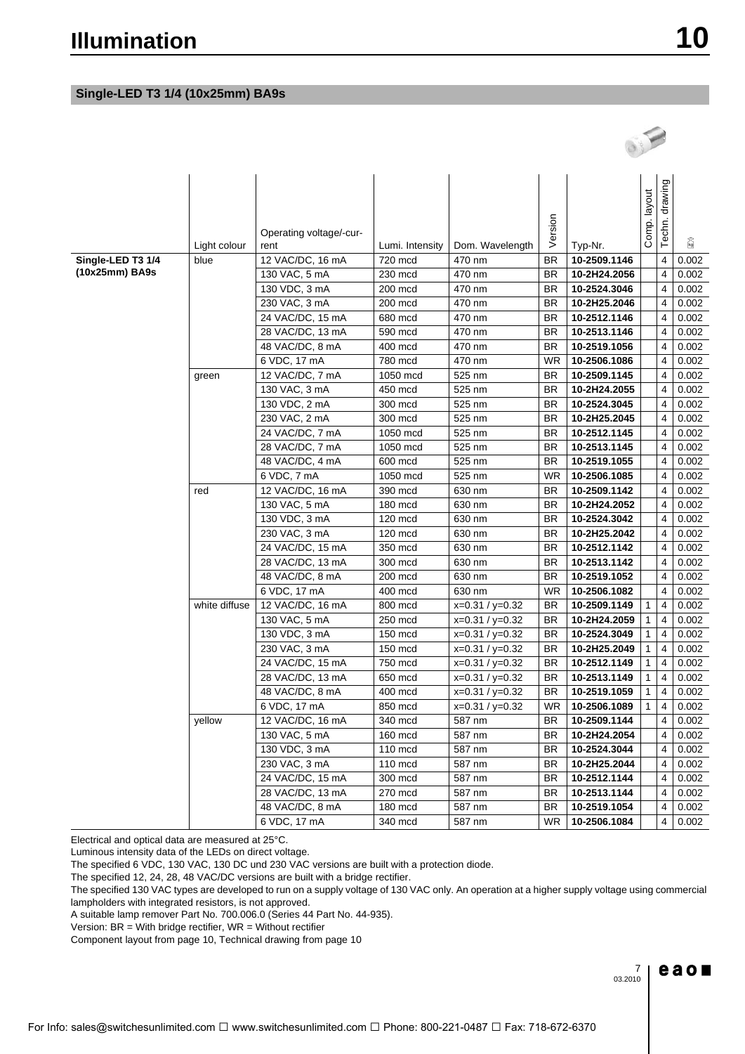# Illumination

## Single-LED T3 1/4 (10x25mm) BA9s

| | Light colour | Operating voltage/-current | Lumi. Intensity | Dom. Wavelength | Version | Typ-Nr. | Comp. layout | Techn. drawing | |
|---|---|---|---|---|---|---|---|---|---|
| **Single-LED T3 1/4 (10x25mm) BA9s** | blue | 12 VAC/DC, 16 mA | 720 mcd | 470 nm | BR | **10-2509.1146** | | 4 | 0.002 |
| | | 130 VAC, 5 mA | 230 mcd | 470 nm | BR | **10-2H24.2056** | | 4 | 0.002 |
| | | 130 VDC, 3 mA | 200 mcd | 470 nm | BR | **10-2524.3046** | | 4 | 0.002 |
| | | 230 VAC, 3 mA | 200 mcd | 470 nm | BR | **10-2H25.2046** | | 4 | 0.002 |
| | | 24 VAC/DC, 15 mA | 680 mcd | 470 nm | BR | **10-2512.1146** | | 4 | 0.002 |
| | | 28 VAC/DC, 13 mA | 590 mcd | 470 nm | BR | **10-2513.1146** | | 4 | 0.002 |
| | | 48 VAC/DC, 8 mA | 400 mcd | 470 nm | BR | **10-2519.1056** | | 4 | 0.002 |
| | | 6 VDC, 17 mA | 780 mcd | 470 nm | WR | **10-2506.1086** | | 4 | 0.002 |
| | green | 12 VAC/DC, 7 mA | 1050 mcd | 525 nm | BR | **10-2509.1145** | | 4 | 0.002 |
| | | 130 VAC, 3 mA | 450 mcd | 525 nm | BR | **10-2H24.2055** | | 4 | 0.002 |
| | | 130 VDC, 2 mA | 300 mcd | 525 nm | BR | **10-2524.3045** | | 4 | 0.002 |
| | | 230 VAC, 2 mA | 300 mcd | 525 nm | BR | **10-2H25.2045** | | 4 | 0.002 |
| | | 24 VAC/DC, 7 mA | 1050 mcd | 525 nm | BR | **10-2512.1145** | | 4 | 0.002 |
| | | 28 VAC/DC, 7 mA | 1050 mcd | 525 nm | BR | **10-2513.1145** | | 4 | 0.002 |
| | | 48 VAC/DC, 4 mA | 600 mcd | 525 nm | BR | **10-2519.1055** | | 4 | 0.002 |
| | | 6 VDC, 7 mA | 1050 mcd | 525 nm | WR | **10-2506.1085** | | 4 | 0.002 |
| | red | 12 VAC/DC, 16 mA | 390 mcd | 630 nm | BR | **10-2509.1142** | | 4 | 0.002 |
| | | 130 VAC, 5 mA | 180 mcd | 630 nm | BR | **10-2H24.2052** | | 4 | 0.002 |
| | | 130 VDC, 3 mA | 120 mcd | 630 nm | BR | **10-2524.3042** | | 4 | 0.002 |
| | | 230 VAC, 3 mA | 120 mcd | 630 nm | BR | **10-2H25.2042** | | 4 | 0.002 |
| | | 24 VAC/DC, 15 mA | 350 mcd | 630 nm | BR | **10-2512.1142** | | 4 | 0.002 |
| | | 28 VAC/DC, 13 mA | 300 mcd | 630 nm | BR | **10-2513.1142** | | 4 | 0.002 |
| | | 48 VAC/DC, 8 mA | 200 mcd | 630 nm | BR | **10-2519.1052** | | 4 | 0.002 |
| | | 6 VDC, 17 mA | 400 mcd | 630 nm | WR | **10-2506.1082** | | 4 | 0.002 |
| | white diffuse | 12 VAC/DC, 16 mA | 800 mcd | x=0.31 / y=0.32 | BR | **10-2509.1149** | 1 | 4 | 0.002 |
| | | 130 VAC, 5 mA | 250 mcd | x=0.31 / y=0.32 | BR | **10-2H24.2059** | 1 | 4 | 0.002 |
| | | 130 VDC, 3 mA | 150 mcd | x=0.31 / y=0.32 | BR | **10-2524.3049** | 1 | 4 | 0.002 |
| | | 230 VAC, 3 mA | 150 mcd | x=0.31 / y=0.32 | BR | **10-2H25.2049** | 1 | 4 | 0.002 |
| | | 24 VAC/DC, 15 mA | 750 mcd | x=0.31 / y=0.32 | BR | **10-2512.1149** | 1 | 4 | 0.002 |
| | | 28 VAC/DC, 13 mA | 650 mcd | x=0.31 / y=0.32 | BR | **10-2513.1149** | 1 | 4 | 0.002 |
| | | 48 VAC/DC, 8 mA | 400 mcd | x=0.31 / y=0.32 | BR | **10-2519.1059** | 1 | 4 | 0.002 |
| | | 6 VDC, 17 mA | 850 mcd | x=0.31 / y=0.32 | WR | **10-2506.1089** | 1 | 4 | 0.002 |
| | yellow | 12 VAC/DC, 16 mA | 340 mcd | 587 nm | BR | **10-2509.1144** | | 4 | 0.002 |
| | | 130 VAC, 5 mA | 160 mcd | 587 nm | BR | **10-2H24.2054** | | 4 | 0.002 |
| | | 130 VDC, 3 mA | 110 mcd | 587 nm | BR | **10-2524.3044** | | 4 | 0.002 |
| | | 230 VAC, 3 mA | 110 mcd | 587 nm | BR | **10-2H25.2044** | | 4 | 0.002 |
| | | 24 VAC/DC, 15 mA | 300 mcd | 587 nm | BR | **10-2512.1144** | | 4 | 0.002 |
| | | 28 VAC/DC, 13 mA | 270 mcd | 587 nm | BR | **10-2513.1144** | | 4 | 0.002 |
| | | 48 VAC/DC, 8 mA | 180 mcd | 587 nm | BR | **10-2519.1054** | | 4 | 0.002 |
| | | 6 VDC, 17 mA | 340 mcd | 587 nm | WR | **10-2506.1084** | | 4 | 0.002 |

Electrical and optical data are measured at 25°C.
Luminous intensity data of the LEDs on direct voltage.
The specified 6 VDC, 130 VAC, 130 DC und 230 VAC versions are built with a protection diode.
The specified 12, 24, 28, 48 VAC/DC versions are built with a bridge rectifier.
The specified 130 VAC types are developed to run on a supply voltage of 130 VAC only. An operation at a higher supply voltage using commercial lampholders with integrated resistors, is not approved.
A suitable lamp remover Part No. 700.006.0 (Series 44 Part No. 44-935).
Version: BR = With bridge rectifier, WR = Without rectifier
Component layout from page 10, Technical drawing from page 10

For Info: sales@switchesunlimited.com ☐ www.switchesunlimited.com ☐ Phone: 800-221-0487 ☐ Fax: 718-672-6370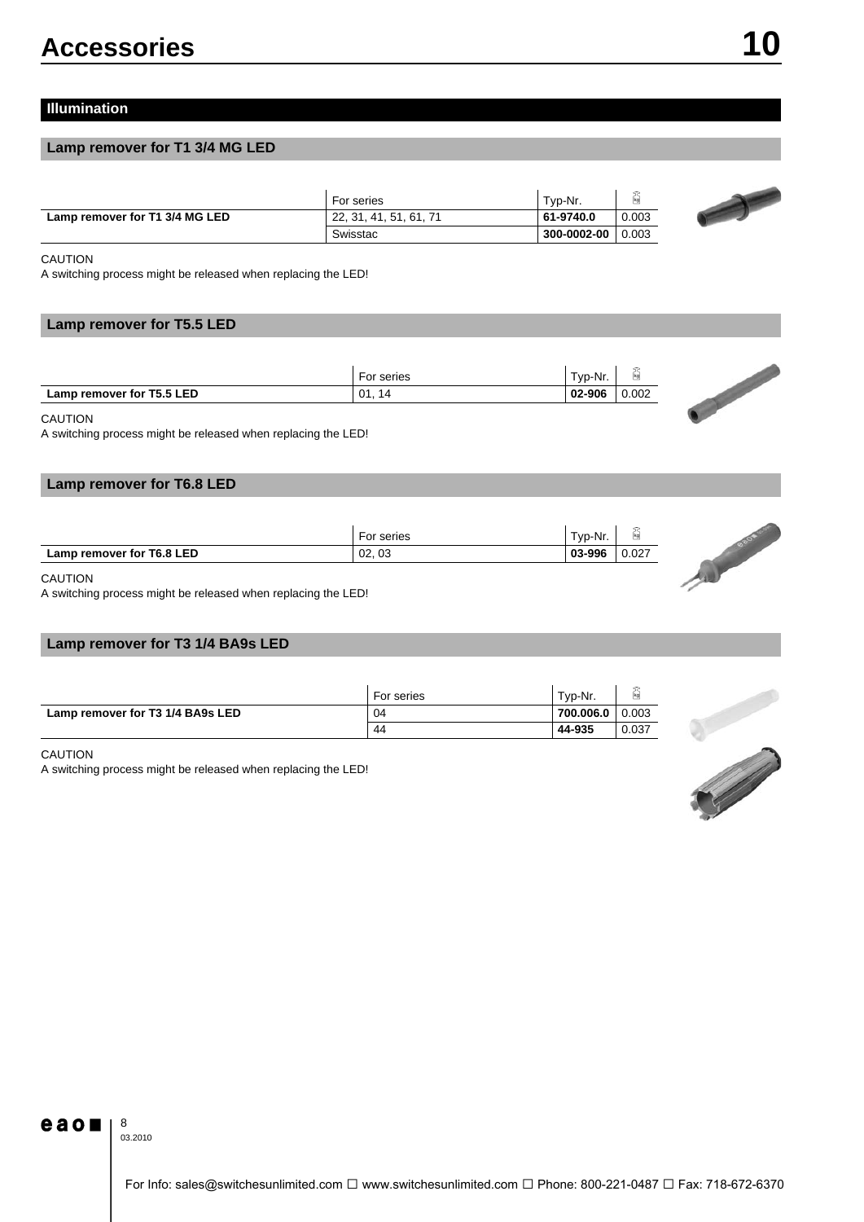# Accessories 10

## Illumination

### Lamp remover for T1 3/4 MG LED

| | For series | Typ-Nr. | kg |
|---|---|---|---|
| **Lamp remover for T1 3/4 MG LED** | 22, 31, 41, 51, 61, 71 | **61-9740.0** | 0.003 |
| | Swisstac | **300-0002-00** | 0.003 |

CAUTION
A switching process might be released when replacing the LED!

### Lamp remover for T5.5 LED

| | For series | Typ-Nr. | kg |
|---|---|---|---|
| **Lamp remover for T5.5 LED** | 01, 14 | **02-906** | 0.002 |

CAUTION
A switching process might be released when replacing the LED!

### Lamp remover for T6.8 LED

| | For series | Typ-Nr. | kg |
|---|---|---|---|
| **Lamp remover for T6.8 LED** | 02, 03 | **03-996** | 0.027 |

CAUTION
A switching process might be released when replacing the LED!

### Lamp remover for T3 1/4 BA9s LED

| | For series | Typ-Nr. | kg |
|---|---|---|---|
| **Lamp remover for T3 1/4 BA9s LED** | 04 | **700.006.0** | 0.003 |
| | 44 | **44-935** | 0.037 |

CAUTION
A switching process might be released when replacing the LED!

03.2010

For Info: sales@switchesunlimited.com ☐ www.switchesunlimited.com ☐ Phone: 800-221-0487 ☐ Fax: 718-672-6370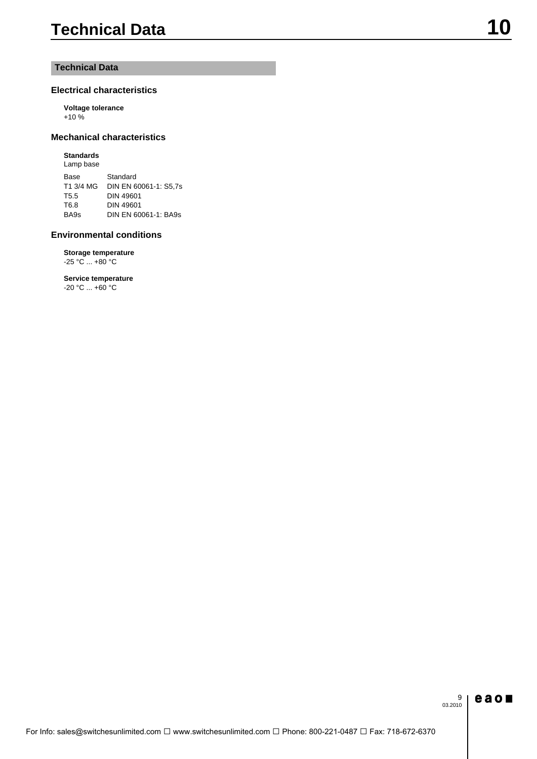# Technical Data

## Technical Data

### Electrical characteristics

**Voltage tolerance**
+10 %

### Mechanical characteristics

**Standards**
Lamp base

| Base | Standard |
|---|---|
| T1 3/4 MG | DIN EN 60061-1: S5,7s |
| T5.5 | DIN 49601 |
| T6.8 | DIN 49601 |
| BA9s | DIN EN 60061-1: BA9s |

### Environmental conditions

**Storage temperature**
-25 °C ... +80 °C

**Service temperature**
-20 °C ... +60 °C

For Info: sales@switchesunlimited.com ☐ www.switchesunlimited.com ☐ Phone: 800-221-0487 ☐ Fax: 718-672-6370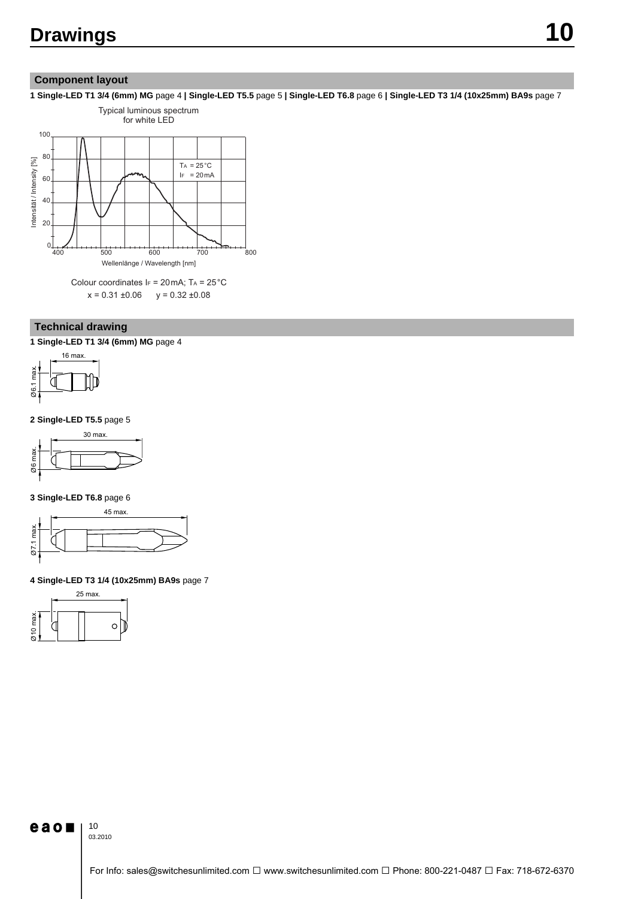# Drawings

## Component layout

**1 Single-LED T1 3/4 (6mm) MG** page 4 **| Single-LED T5.5** page 5 **| Single-LED T6.8** page 6 **| Single-LED T3 1/4 (10x25mm) BA9s** page 7

Typical luminous spectrum for white LED

$T_A$ = 25°C
$I_F$ = 20mA

Intensität / Intensity [%]

Wellenlänge / Wavelength [nm]

Colour coordinates $I_F$ = 20mA; $T_A$ = 25°C
x = 0.31 ±0.06    y = 0.32 ±0.08

## Technical drawing

**1 Single-LED T1 3/4 (6mm) MG** page 4

16 max.
Ø6.1 max.

**2 Single-LED T5.5** page 5

30 max.
Ø6 max.

**3 Single-LED T6.8** page 6

45 max.
Ø7.1 max.

**4 Single-LED T3 1/4 (10x25mm) BA9s** page 7

25 max.
Ø10 max.

03.2010

For Info: sales@switchesunlimited.com ☐ www.switchesunlimited.com ☐ Phone: 800-221-0487 ☐ Fax: 718-672-6370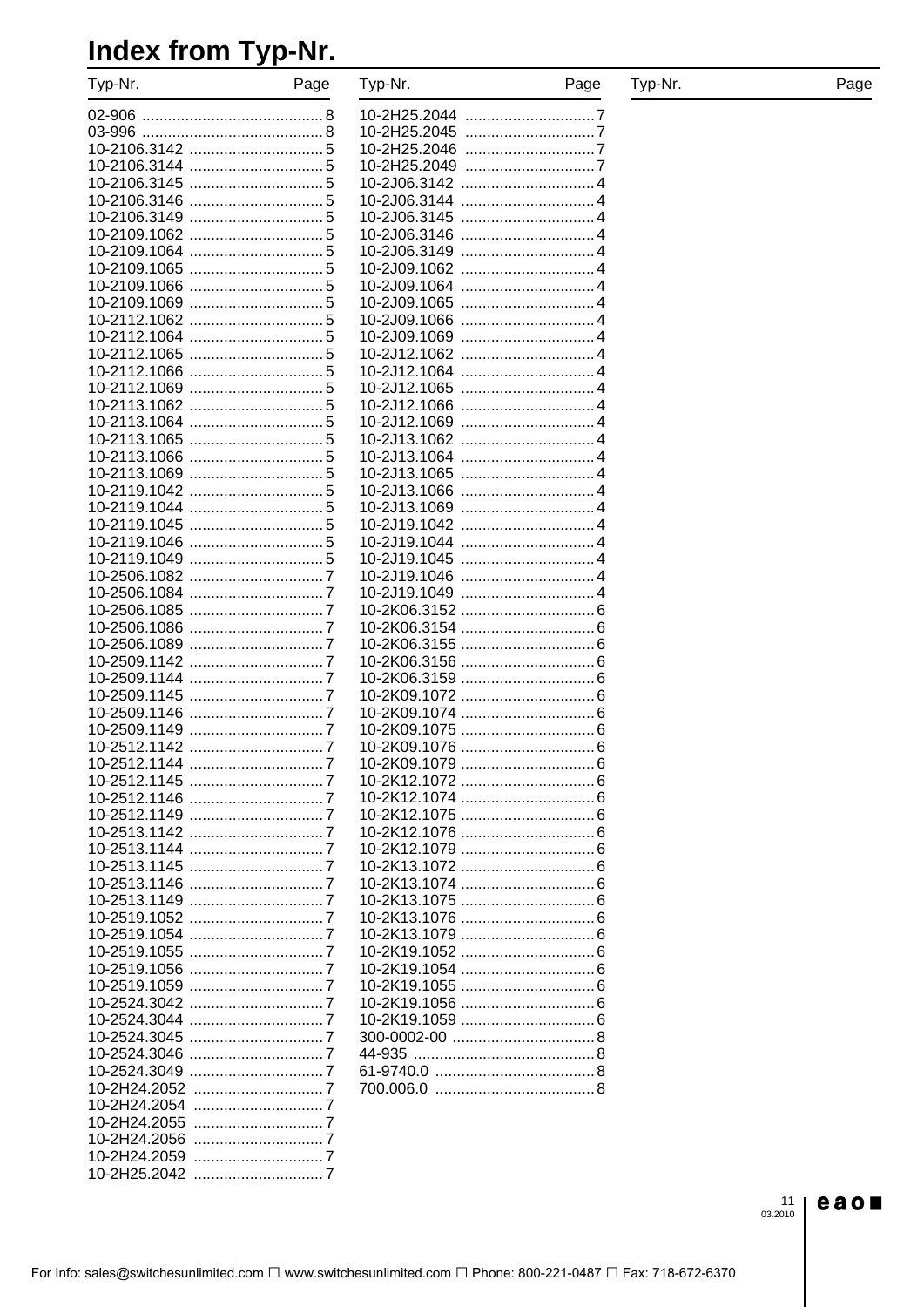# Index from Typ-Nr.

| Typ-Nr. | Page |
|---|---|
| 02-906 | 8 |
| 03-996 | 8 |
| 10-2106.3142 | 5 |
| 10-2106.3144 | 5 |
| 10-2106.3145 | 5 |
| 10-2106.3146 | 5 |
| 10-2106.3149 | 5 |
| 10-2109.1062 | 5 |
| 10-2109.1064 | 5 |
| 10-2109.1065 | 5 |
| 10-2109.1066 | 5 |
| 10-2109.1069 | 5 |
| 10-2112.1062 | 5 |
| 10-2112.1064 | 5 |
| 10-2112.1065 | 5 |
| 10-2112.1066 | 5 |
| 10-2112.1069 | 5 |
| 10-2113.1062 | 5 |
| 10-2113.1064 | 5 |
| 10-2113.1065 | 5 |
| 10-2113.1066 | 5 |
| 10-2113.1069 | 5 |
| 10-2119.1042 | 5 |
| 10-2119.1044 | 5 |
| 10-2119.1045 | 5 |
| 10-2119.1046 | 5 |
| 10-2119.1049 | 5 |
| 10-2506.1082 | 7 |
| 10-2506.1084 | 7 |
| 10-2506.1085 | 7 |
| 10-2506.1086 | 7 |
| 10-2506.1089 | 7 |
| 10-2509.1142 | 7 |
| 10-2509.1144 | 7 |
| 10-2509.1145 | 7 |
| 10-2509.1146 | 7 |
| 10-2509.1149 | 7 |
| 10-2512.1142 | 7 |
| 10-2512.1144 | 7 |
| 10-2512.1145 | 7 |
| 10-2512.1146 | 7 |
| 10-2512.1149 | 7 |
| 10-2513.1142 | 7 |
| 10-2513.1144 | 7 |
| 10-2513.1145 | 7 |
| 10-2513.1146 | 7 |
| 10-2513.1149 | 7 |
| 10-2519.1052 | 7 |
| 10-2519.1054 | 7 |
| 10-2519.1055 | 7 |
| 10-2519.1056 | 7 |
| 10-2519.1059 | 7 |
| 10-2524.3042 | 7 |
| 10-2524.3044 | 7 |
| 10-2524.3045 | 7 |
| 10-2524.3046 | 7 |
| 10-2524.3049 | 7 |
| 10-2H24.2052 | 7 |
| 10-2H24.2054 | 7 |
| 10-2H24.2055 | 7 |
| 10-2H24.2056 | 7 |
| 10-2H24.2059 | 7 |
| 10-2H25.2042 | 7 |
| 10-2H25.2044 | 7 |
| 10-2H25.2045 | 7 |
| 10-2H25.2046 | 7 |
| 10-2H25.2049 | 7 |
| 10-2J06.3142 | 4 |
| 10-2J06.3144 | 4 |
| 10-2J06.3145 | 4 |
| 10-2J06.3146 | 4 |
| 10-2J06.3149 | 4 |
| 10-2J09.1062 | 4 |
| 10-2J09.1064 | 4 |
| 10-2J09.1065 | 4 |
| 10-2J09.1066 | 4 |
| 10-2J09.1069 | 4 |
| 10-2J12.1062 | 4 |
| 10-2J12.1064 | 4 |
| 10-2J12.1065 | 4 |
| 10-2J12.1066 | 4 |
| 10-2J12.1069 | 4 |
| 10-2J13.1062 | 4 |
| 10-2J13.1064 | 4 |
| 10-2J13.1065 | 4 |
| 10-2J13.1066 | 4 |
| 10-2J13.1069 | 4 |
| 10-2J19.1042 | 4 |
| 10-2J19.1044 | 4 |
| 10-2J19.1045 | 4 |
| 10-2J19.1046 | 4 |
| 10-2J19.1049 | 4 |
| 10-2K06.3152 | 6 |
| 10-2K06.3154 | 6 |
| 10-2K06.3155 | 6 |
| 10-2K06.3156 | 6 |
| 10-2K06.3159 | 6 |
| 10-2K09.1072 | 6 |
| 10-2K09.1074 | 6 |
| 10-2K09.1075 | 6 |
| 10-2K09.1076 | 6 |
| 10-2K09.1079 | 6 |
| 10-2K12.1072 | 6 |
| 10-2K12.1074 | 6 |
| 10-2K12.1075 | 6 |
| 10-2K12.1076 | 6 |
| 10-2K12.1079 | 6 |
| 10-2K13.1072 | 6 |
| 10-2K13.1074 | 6 |
| 10-2K13.1075 | 6 |
| 10-2K13.1076 | 6 |
| 10-2K13.1079 | 6 |
| 10-2K19.1052 | 6 |
| 10-2K19.1054 | 6 |
| 10-2K19.1055 | 6 |
| 10-2K19.1056 | 6 |
| 10-2K19.1059 | 6 |
| 300-0002-00 | 8 |
| 44-935 | 8 |
| 61-9740.0 | 8 |
| 700.006.0 | 8 |

For Info: sales@switchesunlimited.com ☐ www.switchesunlimited.com ☐ Phone: 800-221-0487 ☐ Fax: 718-672-6370